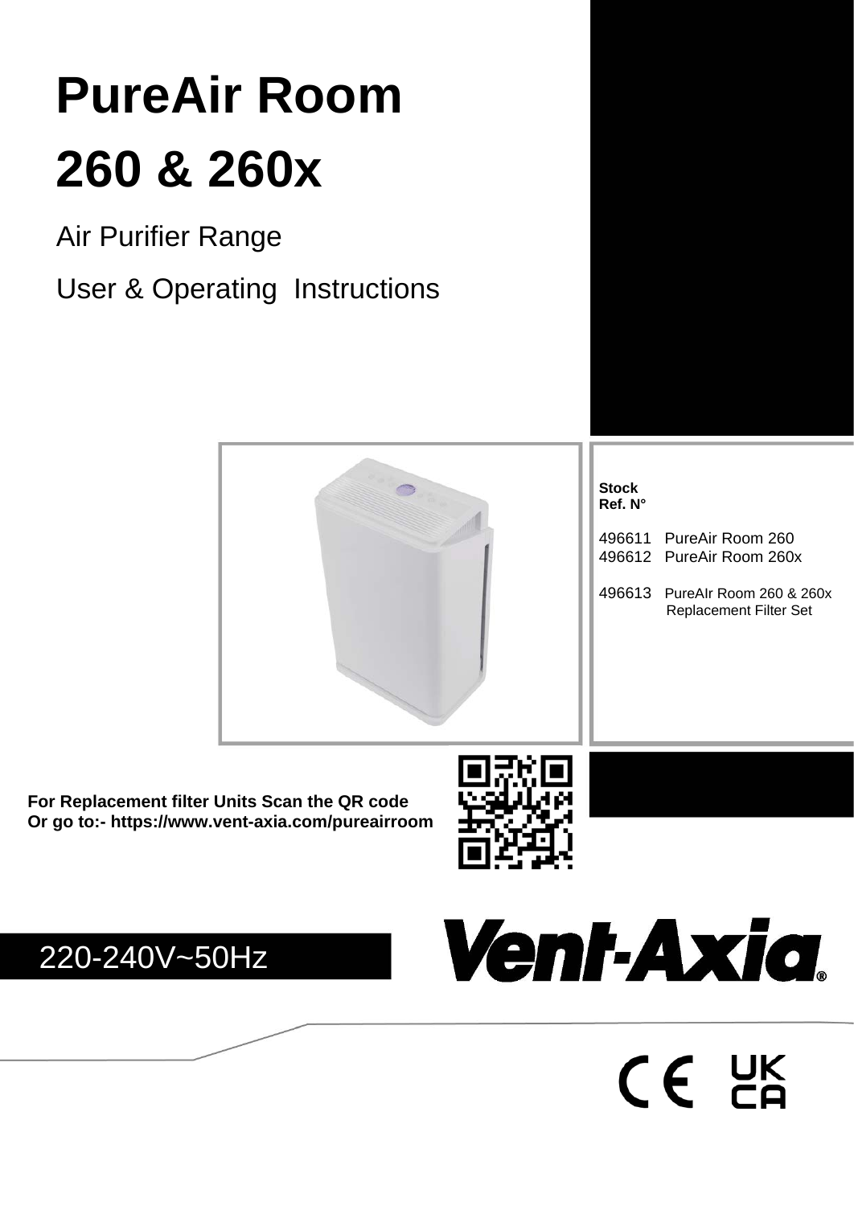# PureAir Room

# 260 & 260x

Air Purifier Range

User & Operating Instructions

**Stock Ref. N°**

496611 PureAir Room 260
496612 PureAir Room 260x

496613 PureAIr Room 260 & 260x Replacement Filter Set

**For Replacement filter Units Scan the QR code**
**Or go to:- https://www.vent-axia.com/pureairroom**

220-240V~50Hz

Vent-Axia®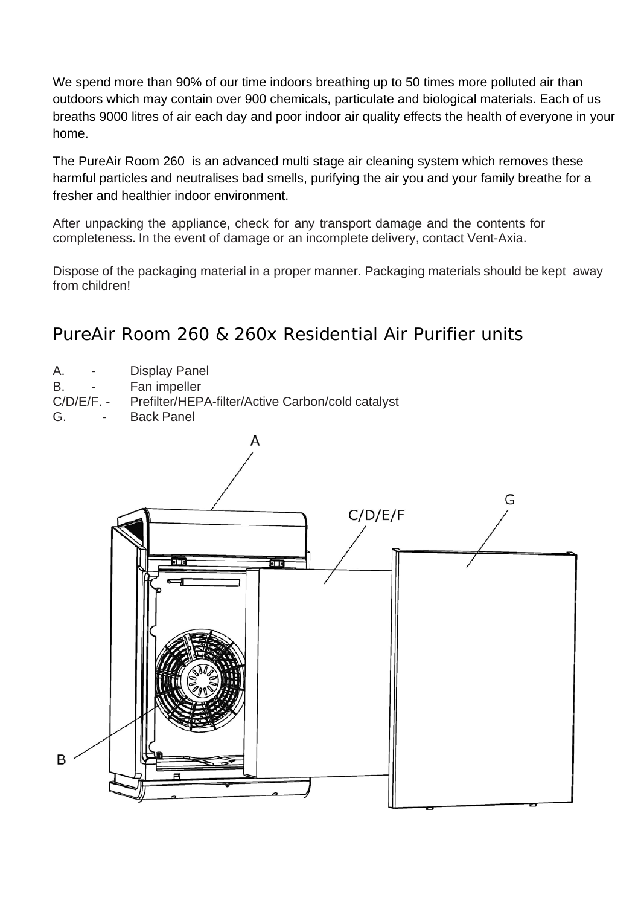We spend more than 90% of our time indoors breathing up to 50 times more polluted air than outdoors which may contain over 900 chemicals, particulate and biological materials. Each of us breaths 9000 litres of air each day and poor indoor air quality effects the health of everyone in your home.

The PureAir Room 260 is an advanced multi stage air cleaning system which removes these harmful particles and neutralises bad smells, purifying the air you and your family breathe for a fresher and healthier indoor environment.

After unpacking the appliance, check for any transport damage and the contents for completeness. In the event of damage or an incomplete delivery, contact Vent-Axia.

Dispose of the packaging material in a proper manner. Packaging materials should be kept away from children!

## PureAir Room 260 & 260x Residential Air Purifier units

A. - Display Panel
B. - Fan impeller
C/D/E/F. - Prefilter/HEPA-filter/Active Carbon/cold catalyst
G. - Back Panel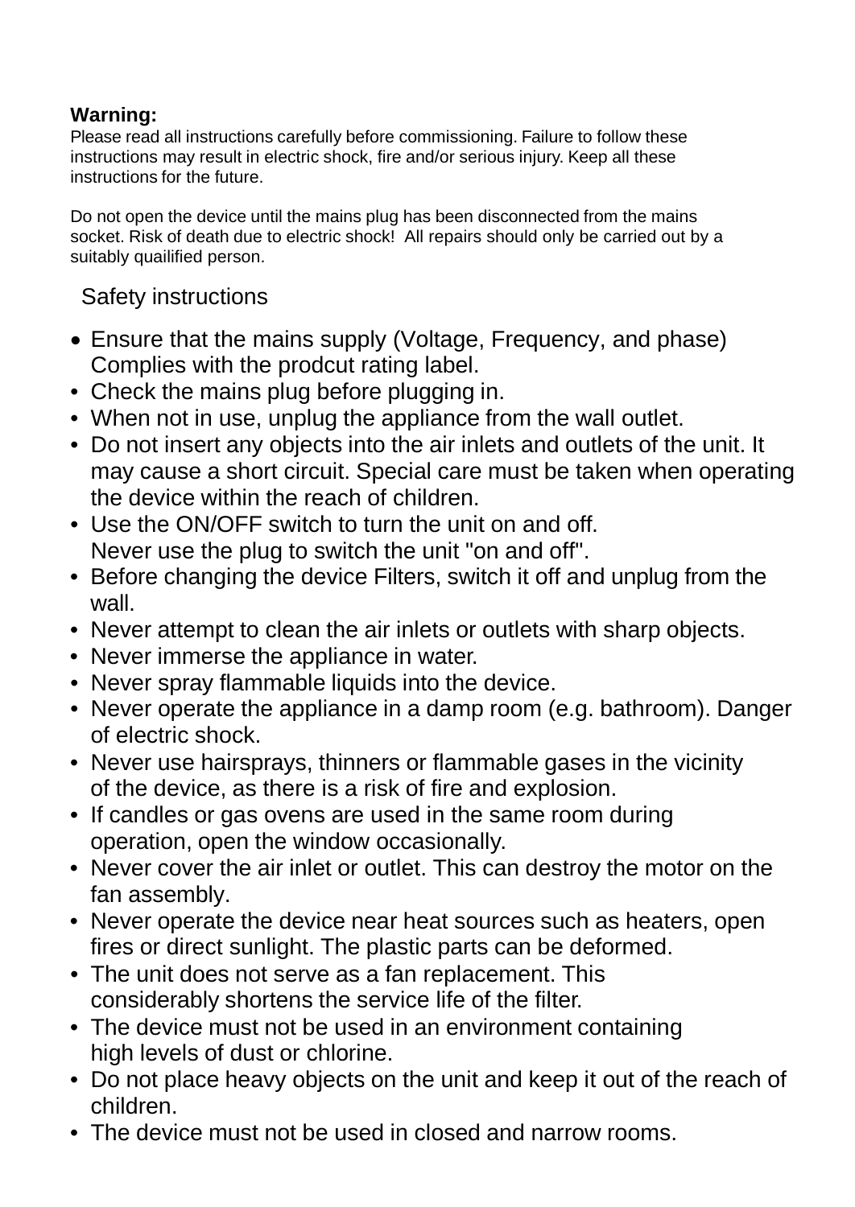**Warning:**
Please read all instructions carefully before commissioning. Failure to follow these instructions may result in electric shock, fire and/or serious injury. Keep all these instructions for the future.

Do not open the device until the mains plug has been disconnected from the mains socket. Risk of death due to electric shock! All repairs should only be carried out by a suitably quailified person.

## Safety instructions

- Ensure that the mains supply (Voltage, Frequency, and phase) Complies with the prodcut rating label.
- Check the mains plug before plugging in.
- When not in use, unplug the appliance from the wall outlet.
- Do not insert any objects into the air inlets and outlets of the unit. It may cause a short circuit. Special care must be taken when operating the device within the reach of children.
- Use the ON/OFF switch to turn the unit on and off. Never use the plug to switch the unit "on and off".
- Before changing the device Filters, switch it off and unplug from the wall.
- Never attempt to clean the air inlets or outlets with sharp objects.
- Never immerse the appliance in water.
- Never spray flammable liquids into the device.
- Never operate the appliance in a damp room (e.g. bathroom). Danger of electric shock.
- Never use hairsprays, thinners or flammable gases in the vicinity of the device, as there is a risk of fire and explosion.
- If candles or gas ovens are used in the same room during operation, open the window occasionally.
- Never cover the air inlet or outlet. This can destroy the motor on the fan assembly.
- Never operate the device near heat sources such as heaters, open fires or direct sunlight. The plastic parts can be deformed.
- The unit does not serve as a fan replacement. This considerably shortens the service life of the filter.
- The device must not be used in an environment containing high levels of dust or chlorine.
- Do not place heavy objects on the unit and keep it out of the reach of children.
- The device must not be used in closed and narrow rooms.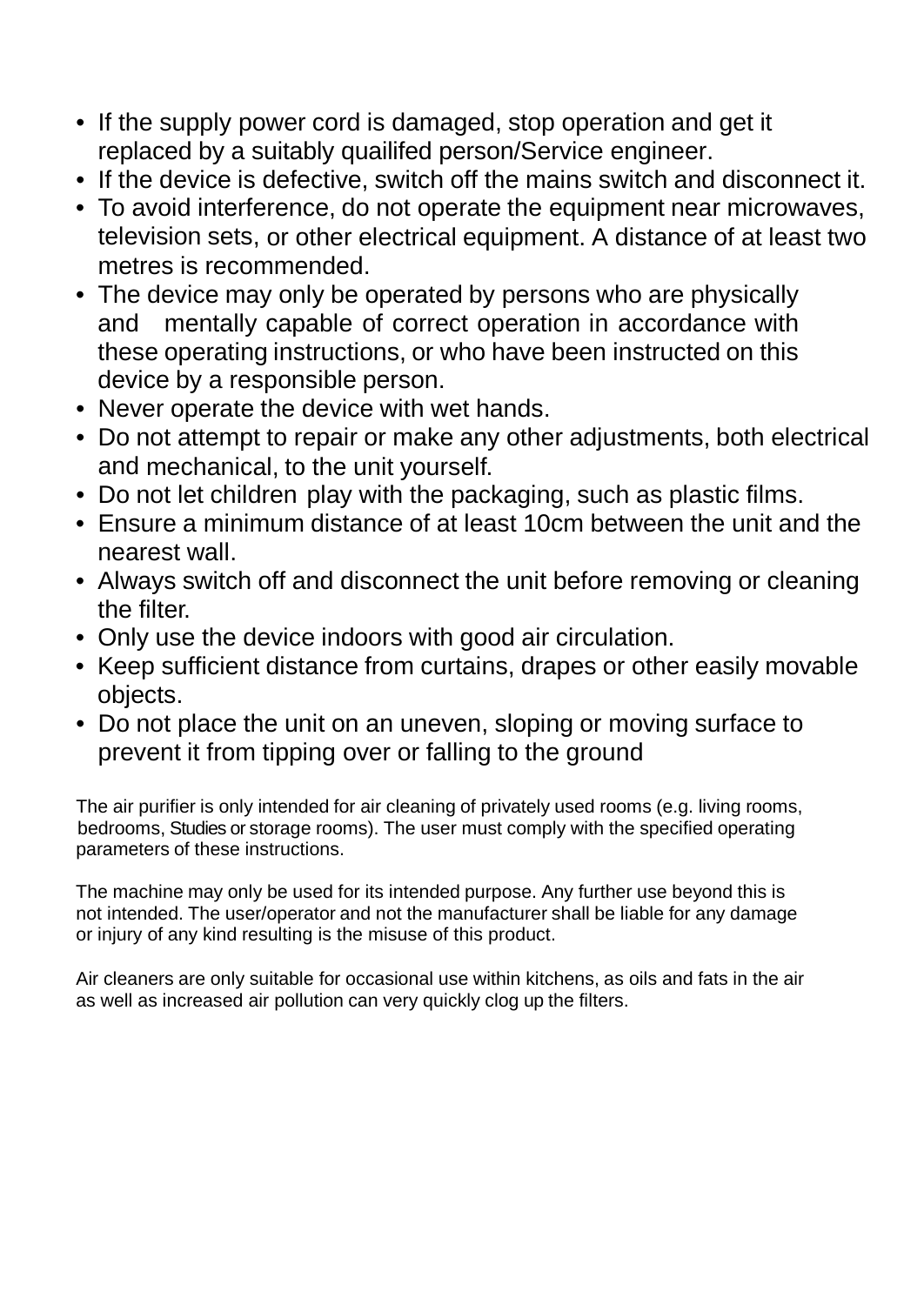- If the supply power cord is damaged, stop operation and get it replaced by a suitably quailifed person/Service engineer.
- If the device is defective, switch off the mains switch and disconnect it.
- To avoid interference, do not operate the equipment near microwaves, television sets, or other electrical equipment. A distance of at least two metres is recommended.
- The device may only be operated by persons who are physically and mentally capable of correct operation in accordance with these operating instructions, or who have been instructed on this device by a responsible person.
- Never operate the device with wet hands.
- Do not attempt to repair or make any other adjustments, both electrical and mechanical, to the unit yourself.
- Do not let children play with the packaging, such as plastic films.
- Ensure a minimum distance of at least 10cm between the unit and the nearest wall.
- Always switch off and disconnect the unit before removing or cleaning the filter.
- Only use the device indoors with good air circulation.
- Keep sufficient distance from curtains, drapes or other easily movable objects.
- Do not place the unit on an uneven, sloping or moving surface to prevent it from tipping over or falling to the ground

The air purifier is only intended for air cleaning of privately used rooms (e.g. living rooms, bedrooms, Studies or storage rooms). The user must comply with the specified operating parameters of these instructions.

The machine may only be used for its intended purpose. Any further use beyond this is not intended. The user/operator and not the manufacturer shall be liable for any damage or injury of any kind resulting is the misuse of this product.

Air cleaners are only suitable for occasional use within kitchens, as oils and fats in the air as well as increased air pollution can very quickly clog up the filters.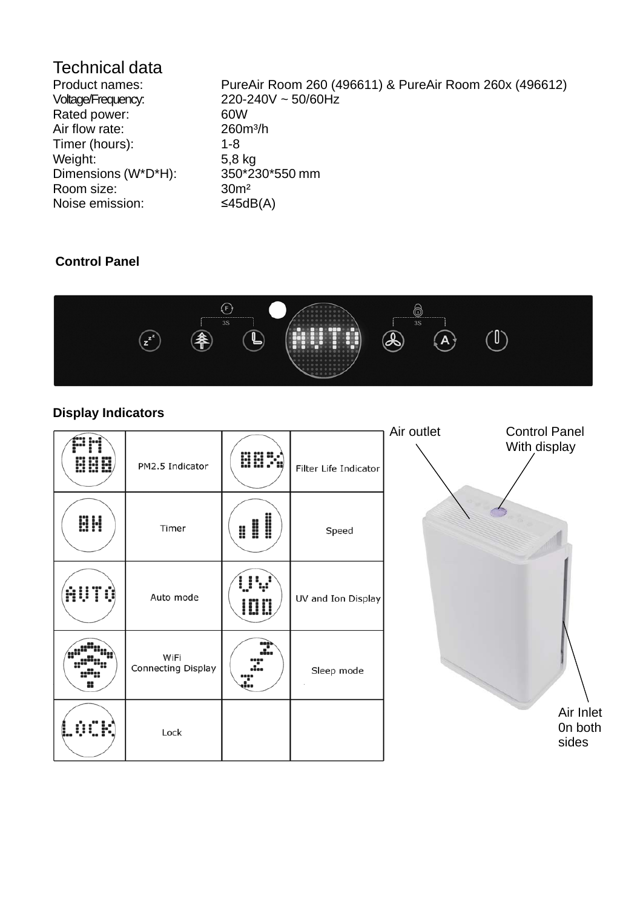# Technical data

| | |
|---|---|
| Product names: | PureAir Room 260 (496611) & PureAir Room 260x (496612) |
| Voltage/Frequency: | 220-240V ~ 50/60Hz |
| Rated power: | 60W |
| Air flow rate: | 260m³/h |
| Timer (hours): | 1-8 |
| Weight: | 5,8 kg |
| Dimensions (W*D*H): | 350*230*550 mm |
| Room size: | 30m² |
| Noise emission: | ≤45dB(A) |

**Control Panel**

**Display Indicators**

| | | | |
|---|---|---|---|
| | PM2.5 Indicator | | Filter Life Indicator |
| | Timer | | Speed |
| | Auto mode | | UV and Ion Display |
| | WiFi Connecting Display | | Sleep mode |
| | Lock | | |

Air outlet

Control Panel With display

Air Inlet 0n both sides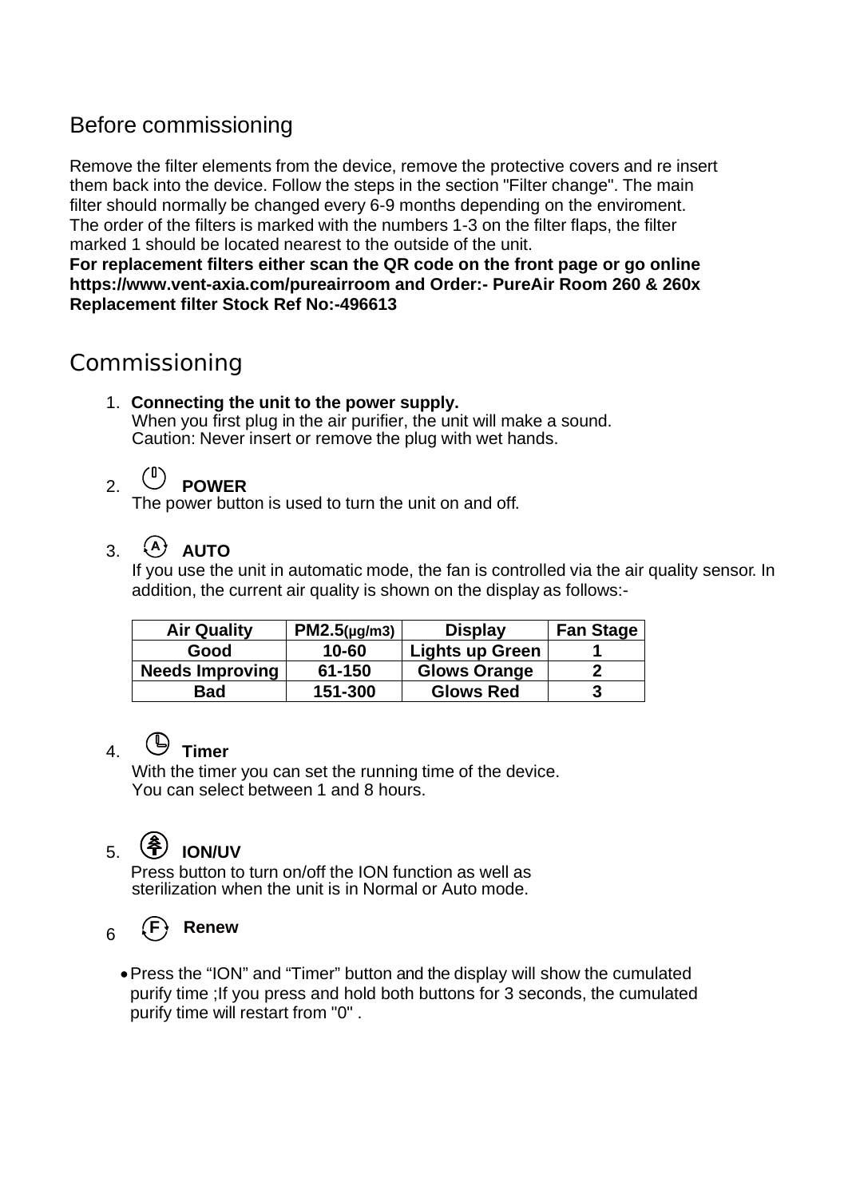## Before commissioning

Remove the filter elements from the device, remove the protective covers and re insert them back into the device. Follow the steps in the section "Filter change". The main filter should normally be changed every 6-9 months depending on the enviroment. The order of the filters is marked with the numbers 1-3 on the filter flaps, the filter marked 1 should be located nearest to the outside of the unit.
**For replacement filters either scan the QR code on the front page or go online https://www.vent-axia.com/pureairroom and Order:- PureAir Room 260 & 260x Replacement filter Stock Ref No:-496613**

## Commissioning

1. **Connecting the unit to the power supply.**
   When you first plug in the air purifier, the unit will make a sound.
   Caution: Never insert or remove the plug with wet hands.

2. **POWER**
   The power button is used to turn the unit on and off.

3. **AUTO**
   If you use the unit in automatic mode, the fan is controlled via the air quality sensor. In addition, the current air quality is shown on the display as follows:-

| Air Quality | PM2.5(μg/m3) | Display | Fan Stage |
|---|---|---|---|
| Good | 10-60 | Lights up Green | 1 |
| Needs Improving | 61-150 | Glows Orange | 2 |
| Bad | 151-300 | Glows Red | 3 |

4. **Timer**
   With the timer you can set the running time of the device.
   You can select between 1 and 8 hours.

5. **ION/UV**
   Press button to turn on/off the ION function as well as sterilization when the unit is in Normal or Auto mode.

6. **Renew**

- Press the “ION” and “Timer” button and the display will show the cumulated purify time ;If you press and hold both buttons for 3 seconds, the cumulated purify time will restart from "0" .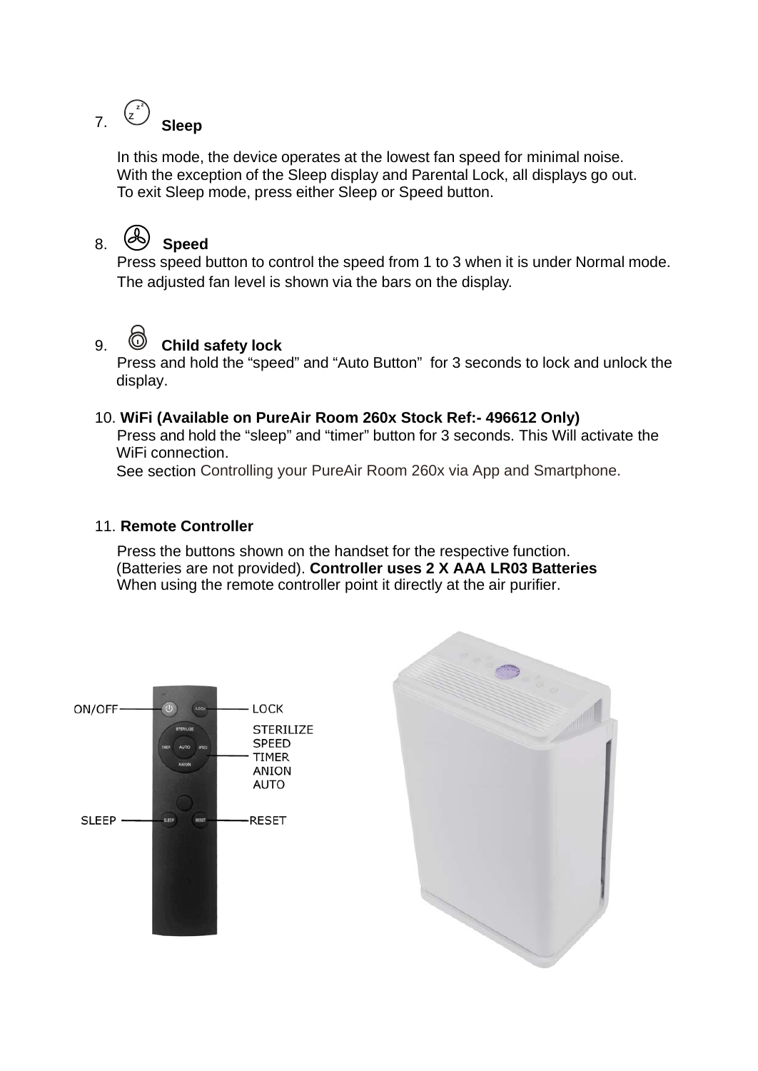7. **Sleep**

In this mode, the device operates at the lowest fan speed for minimal noise.
With the exception of the Sleep display and Parental Lock, all displays go out.
To exit Sleep mode, press either Sleep or Speed button.

8. **Speed**

Press speed button to control the speed from 1 to 3 when it is under Normal mode.
The adjusted fan level is shown via the bars on the display.

9. **Child safety lock**

Press and hold the “speed” and “Auto Button” for 3 seconds to lock and unlock the display.

10. **WiFi (Available on PureAir Room 260x Stock Ref:- 496612 Only)**

Press and hold the “sleep” and “timer” button for 3 seconds. This Will activate the WiFi connection.
See section Controlling your PureAir Room 260x via App and Smartphone.

11. **Remote Controller**

Press the buttons shown on the handset for the respective function.
(Batteries are not provided). **Controller uses 2 X AAA LR03 Batteries**
When using the remote controller point it directly at the air purifier.

ON/OFF
LOCK
STERILIZE
SPEED
TIMER
ANION
AUTO
SLEEP
RESET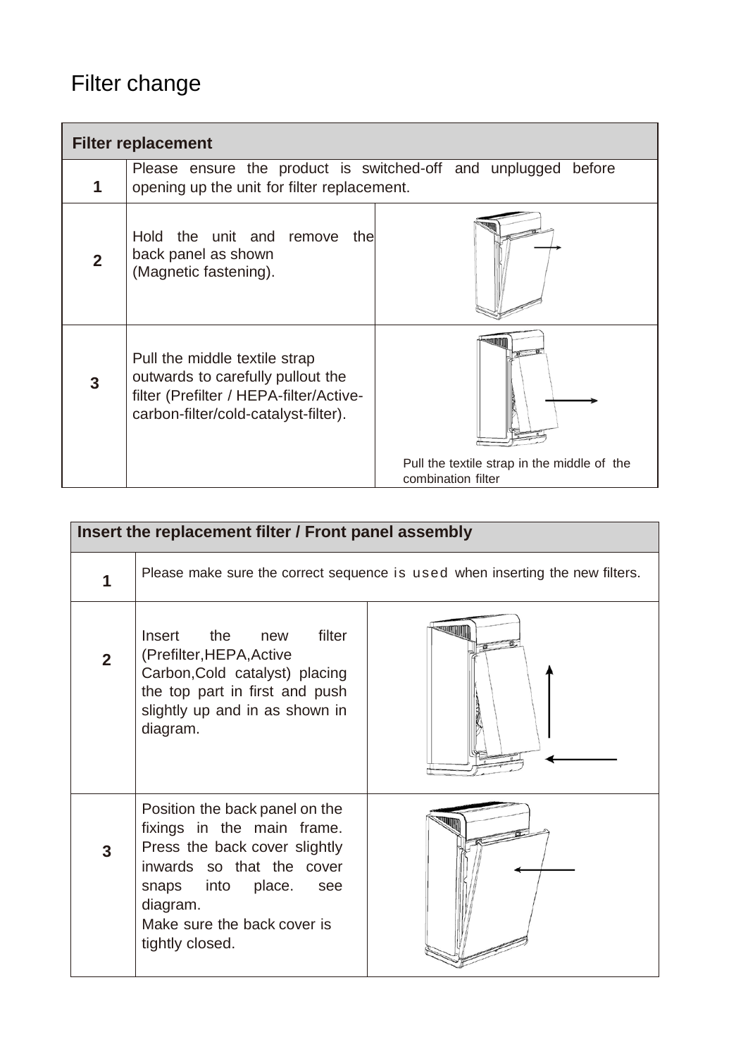# Filter change

| Filter replacement | | |
|---|---|---|
| 1 | Please ensure the product is switched-off and unplugged before opening up the unit for filter replacement. | |
| 2 | Hold the unit and remove the back panel as shown (Magnetic fastening). | |
| 3 | Pull the middle textile strap outwards to carefully pullout the filter (Prefilter / HEPA-filter/Active-carbon-filter/cold-catalyst-filter). | Pull the textile strap in the middle of the combination filter |

| Insert the replacement filter / Front panel assembly | | |
|---|---|---|
| 1 | Please make sure the correct sequence is used when inserting the new filters. | |
| 2 | Insert the new filter (Prefilter,HEPA,Active Carbon,Cold catalyst) placing the top part in first and push slightly up and in as shown in diagram. | |
| 3 | Position the back panel on the fixings in the main frame. Press the back cover slightly inwards so that the cover snaps into place. see diagram.<br>Make sure the back cover is tightly closed. | |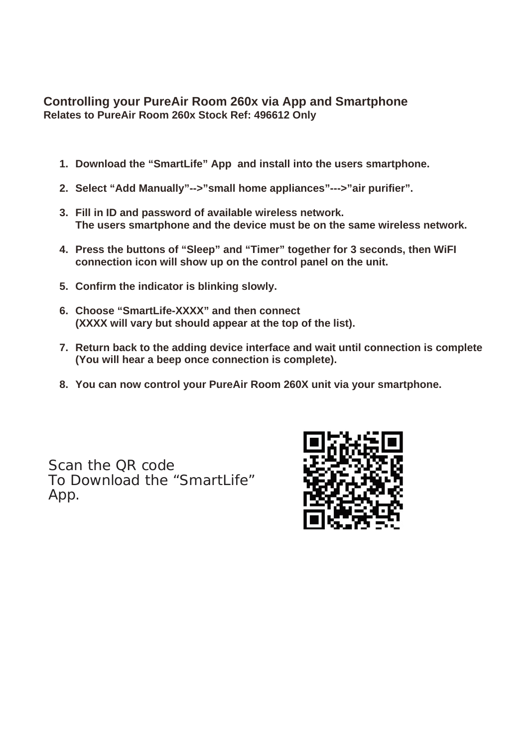## Controlling your PureAir Room 260x via App and Smartphone

**Relates to PureAir Room 260x Stock Ref: 496612 Only**

1. **Download the “SmartLife” App and install into the users smartphone.**
2. **Select “Add Manually”-->”small home appliances”--->”air purifier”.**
3. **Fill in ID and password of available wireless network.**
   **The users smartphone and the device must be on the same wireless network.**
4. **Press the buttons of “Sleep” and “Timer” together for 3 seconds, then WiFI connection icon will show up on the control panel on the unit.**
5. **Confirm the indicator is blinking slowly.**
6. **Choose “SmartLife-XXXX” and then connect**
   **(XXXX will vary but should appear at the top of the list).**
7. **Return back to the adding device interface and wait until connection is complete (You will hear a beep once connection is complete).**
8. **You can now control your PureAir Room 260X unit via your smartphone.**

Scan the QR code
To Download the “SmartLife”
App.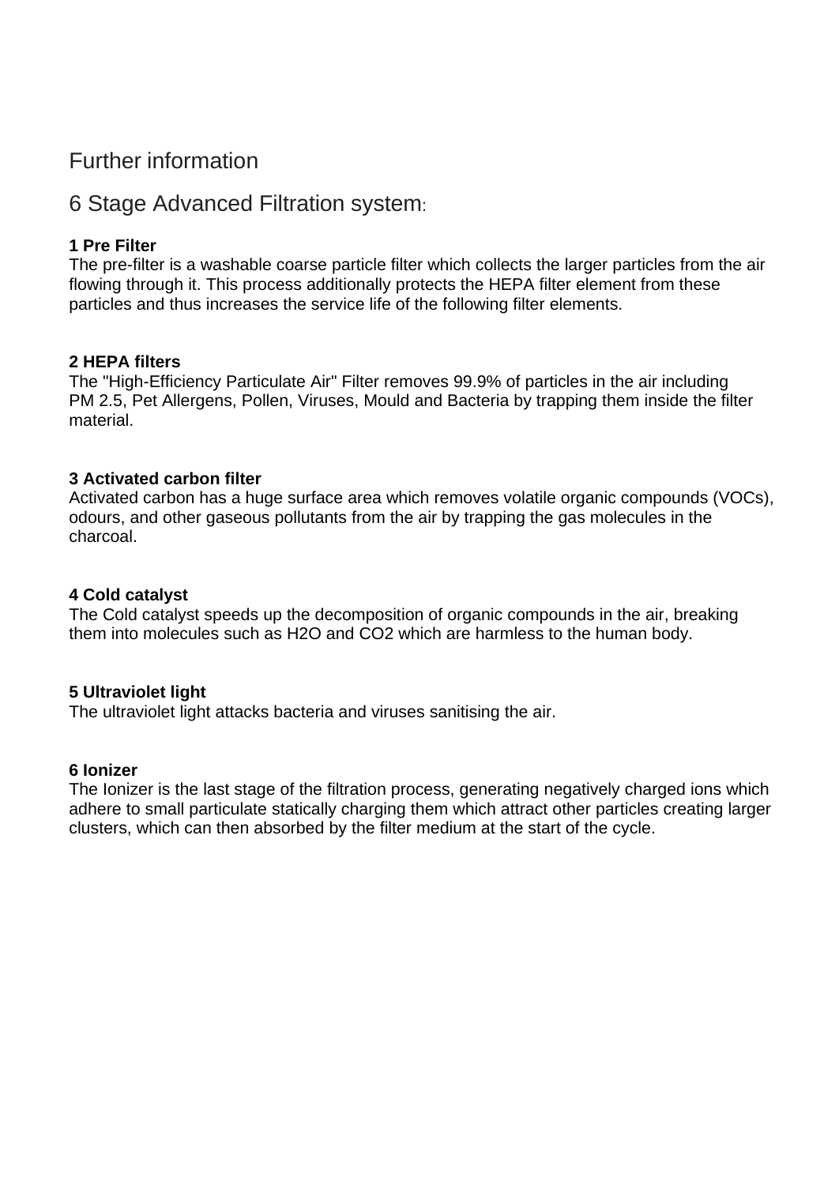## Further information

## 6 Stage Advanced Filtration system:

**1 Pre Filter**
The pre-filter is a washable coarse particle filter which collects the larger particles from the air flowing through it. This process additionally protects the HEPA filter element from these particles and thus increases the service life of the following filter elements.

**2 HEPA filters**
The "High-Efficiency Particulate Air" Filter removes 99.9% of particles in the air including PM 2.5, Pet Allergens, Pollen, Viruses, Mould and Bacteria by trapping them inside the filter material.

**3 Activated carbon filter**
Activated carbon has a huge surface area which removes volatile organic compounds (VOCs), odours, and other gaseous pollutants from the air by trapping the gas molecules in the charcoal.

**4 Cold catalyst**
The Cold catalyst speeds up the decomposition of organic compounds in the air, breaking them into molecules such as $H_2O$ and $CO_2$ which are harmless to the human body.

**5 Ultraviolet light**
The ultraviolet light attacks bacteria and viruses sanitising the air.

**6 Ionizer**
The Ionizer is the last stage of the filtration process, generating negatively charged ions which adhere to small particulate statically charging them which attract other particles creating larger clusters, which can then absorbed by the filter medium at the start of the cycle.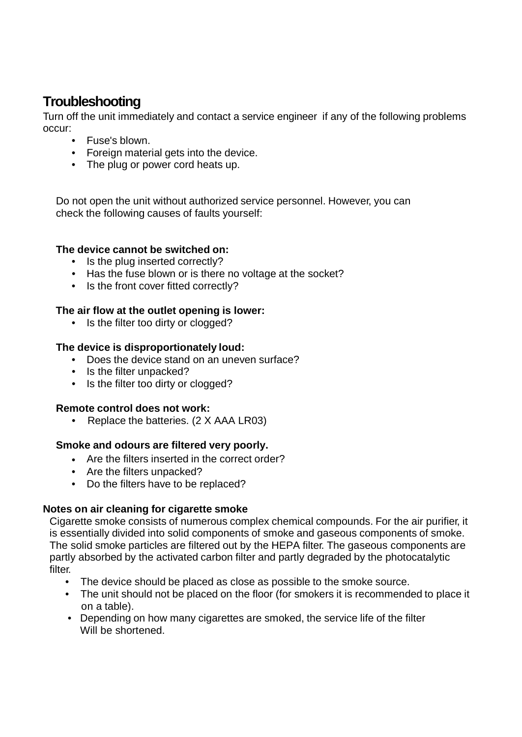## Troubleshooting

Turn off the unit immediately and contact a service engineer if any of the following problems occur:

- Fuse's blown.
- Foreign material gets into the device.
- The plug or power cord heats up.

Do not open the unit without authorized service personnel. However, you can check the following causes of faults yourself:

**The device cannot be switched on:**

- Is the plug inserted correctly?
- Has the fuse blown or is there no voltage at the socket?
- Is the front cover fitted correctly?

**The air flow at the outlet opening is lower:**

- Is the filter too dirty or clogged?

**The device is disproportionately loud:**

- Does the device stand on an uneven surface?
- Is the filter unpacked?
- Is the filter too dirty or clogged?

**Remote control does not work:**

- Replace the batteries. (2 X AAA LR03)

**Smoke and odours are filtered very poorly.**

- Are the filters inserted in the correct order?
- Are the filters unpacked?
- Do the filters have to be replaced?

**Notes on air cleaning for cigarette smoke**

Cigarette smoke consists of numerous complex chemical compounds. For the air purifier, it is essentially divided into solid components of smoke and gaseous components of smoke. The solid smoke particles are filtered out by the HEPA filter. The gaseous components are partly absorbed by the activated carbon filter and partly degraded by the photocatalytic filter.

- The device should be placed as close as possible to the smoke source.
- The unit should not be placed on the floor (for smokers it is recommended to place it on a table).
- Depending on how many cigarettes are smoked, the service life of the filter Will be shortened.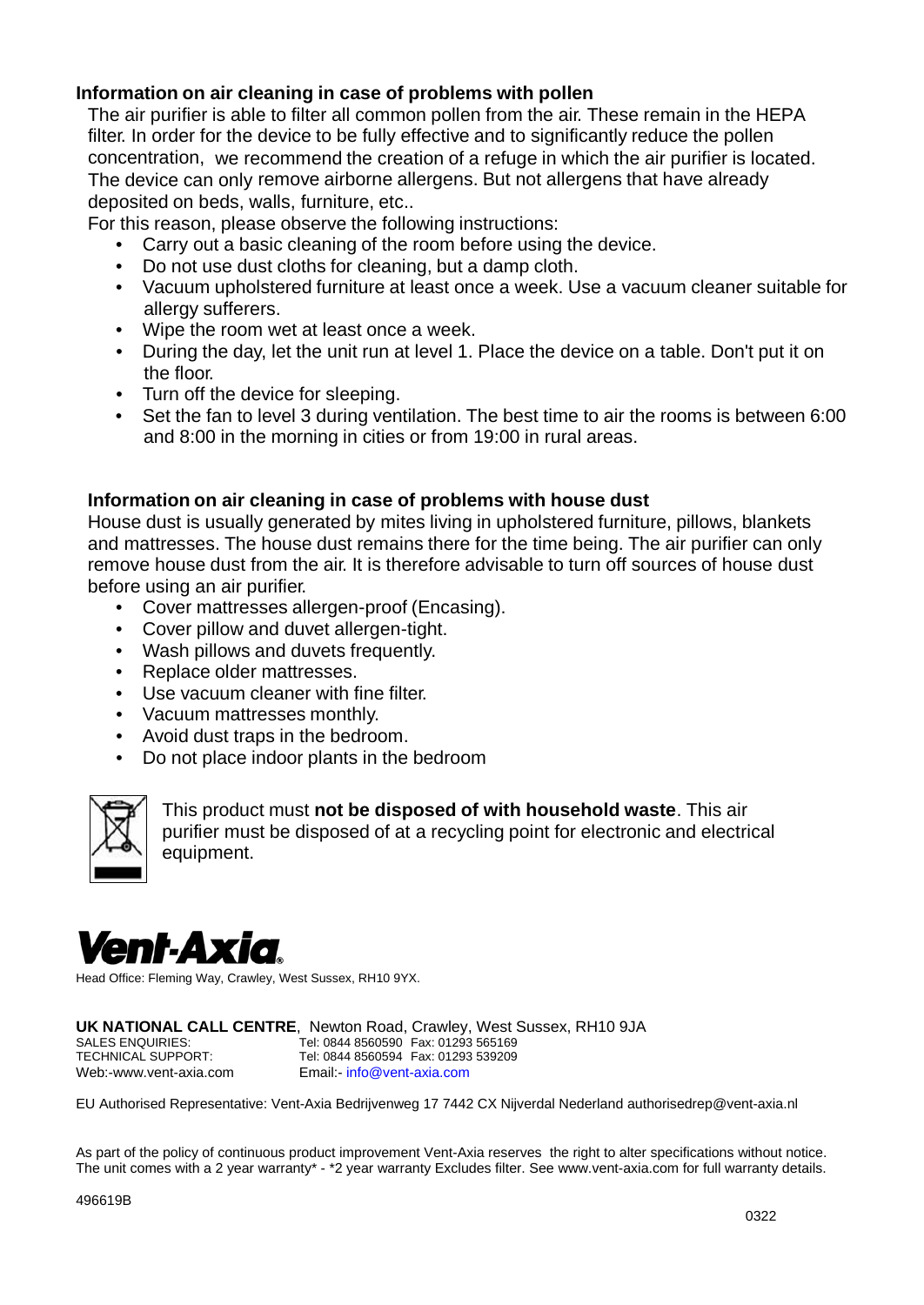**Information on air cleaning in case of problems with pollen**

The air purifier is able to filter all common pollen from the air. These remain in the HEPA filter. In order for the device to be fully effective and to significantly reduce the pollen concentration, we recommend the creation of a refuge in which the air purifier is located. The device can only remove airborne allergens. But not allergens that have already deposited on beds, walls, furniture, etc..

For this reason, please observe the following instructions:

- Carry out a basic cleaning of the room before using the device.
- Do not use dust cloths for cleaning, but a damp cloth.
- Vacuum upholstered furniture at least once a week. Use a vacuum cleaner suitable for allergy sufferers.
- Wipe the room wet at least once a week.
- During the day, let the unit run at level 1. Place the device on a table. Don't put it on the floor.
- Turn off the device for sleeping.
- Set the fan to level 3 during ventilation. The best time to air the rooms is between 6:00 and 8:00 in the morning in cities or from 19:00 in rural areas.

**Information on air cleaning in case of problems with house dust**

House dust is usually generated by mites living in upholstered furniture, pillows, blankets and mattresses. The house dust remains there for the time being. The air purifier can only remove house dust from the air. It is therefore advisable to turn off sources of house dust before using an air purifier.

- Cover mattresses allergen-proof (Encasing).
- Cover pillow and duvet allergen-tight.
- Wash pillows and duvets frequently.
- Replace older mattresses.
- Use vacuum cleaner with fine filter.
- Vacuum mattresses monthly.
- Avoid dust traps in the bedroom.
- Do not place indoor plants in the bedroom

This product must **not be disposed of with household waste**. This air purifier must be disposed of at a recycling point for electronic and electrical equipment.

**Vent-Axia**

Head Office: Fleming Way, Crawley, West Sussex, RH10 9YX.

**UK NATIONAL CALL CENTRE**, Newton Road, Crawley, West Sussex, RH10 9JA

SALES ENQUIRIES: Tel: 0844 8560590 Fax: 01293 565169
TECHNICAL SUPPORT: Tel: 0844 8560594 Fax: 01293 539209
Web:-www.vent-axia.com Email:- info@vent-axia.com

EU Authorised Representative: Vent-Axia Bedrijvenweg 17 7442 CX Nijverdal Nederland authorisedrep@vent-axia.nl

As part of the policy of continuous product improvement Vent-Axia reserves the right to alter specifications without notice. The unit comes with a 2 year warranty* - *2 year warranty Excludes filter. See www.vent-axia.com for full warranty details.

496619B

0322